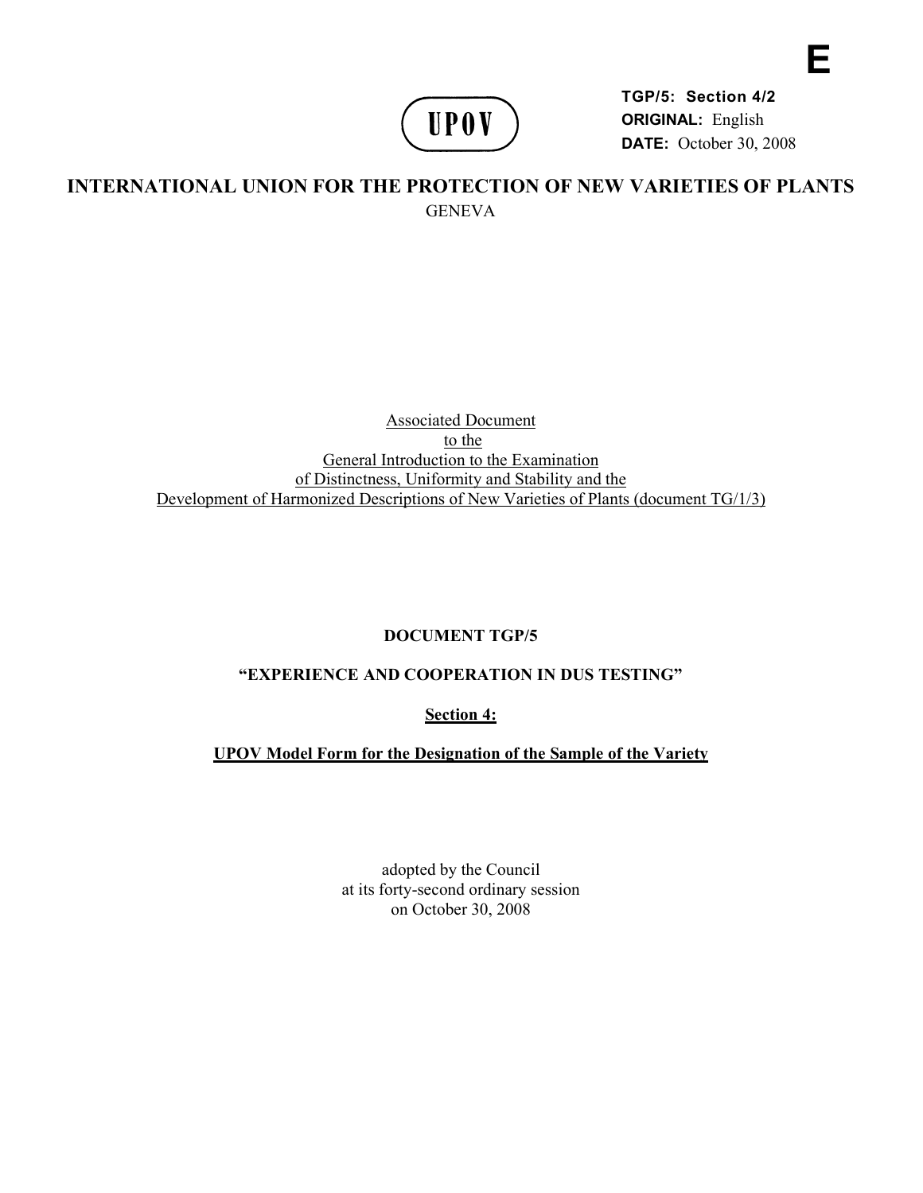E

UPOV

**TGP/5: Section 4/2**
**ORIGINAL:** English
**DATE:** October 30, 2008

# INTERNATIONAL UNION FOR THE PROTECTION OF NEW VARIETIES OF PLANTS

GENEVA

Associated Document
to the
General Introduction to the Examination
of Distinctness, Uniformity and Stability and the
Development of Harmonized Descriptions of New Varieties of Plants (document TG/1/3)

**DOCUMENT TGP/5**

**"EXPERIENCE AND COOPERATION IN DUS TESTING"**

**Section 4:**

**UPOV Model Form for the Designation of the Sample of the Variety**

adopted by the Council
at its forty-second ordinary session
on October 30, 2008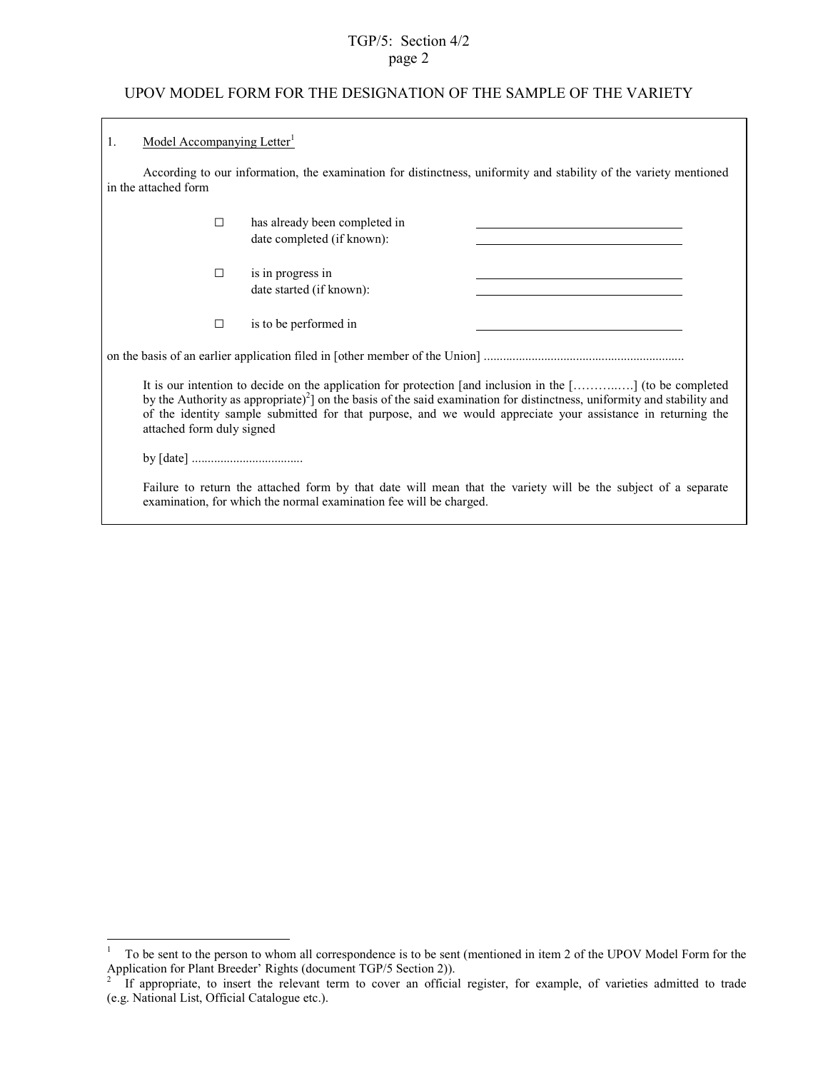## UPOV MODEL FORM FOR THE DESIGNATION OF THE SAMPLE OF THE VARIETY

1. Model Accompanying Letter[1]

According to our information, the examination for distinctness, uniformity and stability of the variety mentioned in the attached form

- ☐ has already been completed in \_\_\_\_\_\_\_\_\_\_\_\_\_\_\_\_\_\_\_\_
  date completed (if known): \_\_\_\_\_\_\_\_\_\_\_\_\_\_\_\_\_\_\_\_
- ☐ is in progress in \_\_\_\_\_\_\_\_\_\_\_\_\_\_\_\_\_\_\_\_
  date started (if known): \_\_\_\_\_\_\_\_\_\_\_\_\_\_\_\_\_\_\_\_
- ☐ is to be performed in \_\_\_\_\_\_\_\_\_\_\_\_\_\_\_\_\_\_\_\_

on the basis of an earlier application filed in [other member of the Union] ..............................................................

It is our intention to decide on the application for protection [and inclusion in the […………..…] (to be completed by the Authority as appropriate)[2]] on the basis of the said examination for distinctness, uniformity and stability and of the identity sample submitted for that purpose, and we would appreciate your assistance in returning the attached form duly signed

by [date] ..................................

Failure to return the attached form by that date will mean that the variety will be the subject of a separate examination, for which the normal examination fee will be charged.

---

[1] To be sent to the person to whom all correspondence is to be sent (mentioned in item 2 of the UPOV Model Form for the Application for Plant Breeder' Rights (document TGP/5 Section 2)).

[2] If appropriate, to insert the relevant term to cover an official register, for example, of varieties admitted to trade (e.g. National List, Official Catalogue etc.).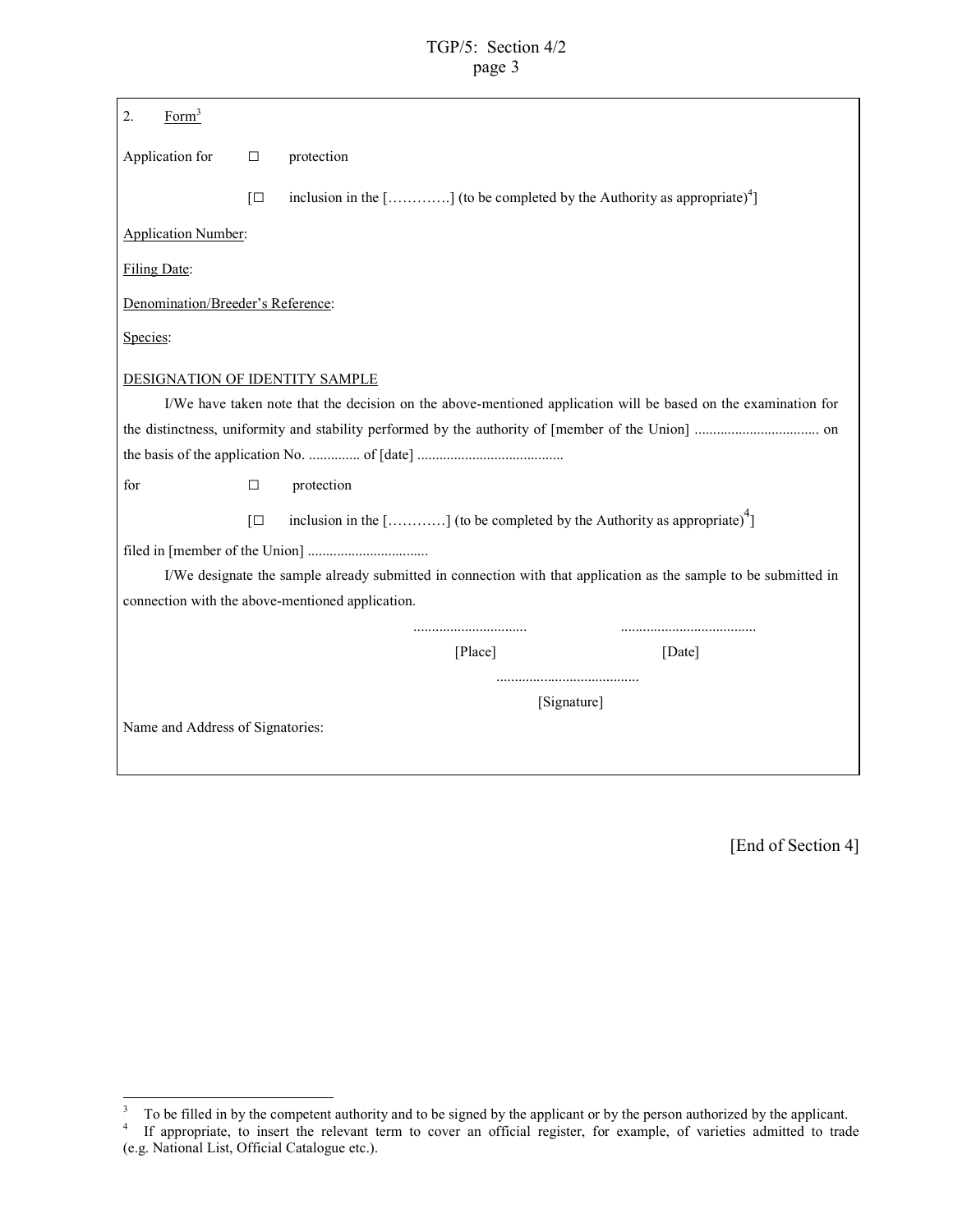2. Form[3]

Application for ☐ protection

[☐ inclusion in the [………….] (to be completed by the Authority as appropriate)[4]]

Application Number:

Filing Date:

Denomination/Breeder's Reference:

Species:

DESIGNATION OF IDENTITY SAMPLE

I/We have taken note that the decision on the above-mentioned application will be based on the examination for the distinctness, uniformity and stability performed by the authority of [member of the Union] ................................. on the basis of the application No. .............. of [date] ........................................

for ☐ protection

[☐ inclusion in the […………] (to be completed by the Authority as appropriate)[4]]

filed in [member of the Union] .................................

I/We designate the sample already submitted in connection with that application as the sample to be submitted in connection with the above-mentioned application.

............................... ....................................

[Place] [Date]

.......................................

[Signature]

Name and Address of Signatories:

[End of Section 4]

---

[3] To be filled in by the competent authority and to be signed by the applicant or by the person authorized by the applicant.

[4] If appropriate, to insert the relevant term to cover an official register, for example, of varieties admitted to trade (e.g. National List, Official Catalogue etc.).